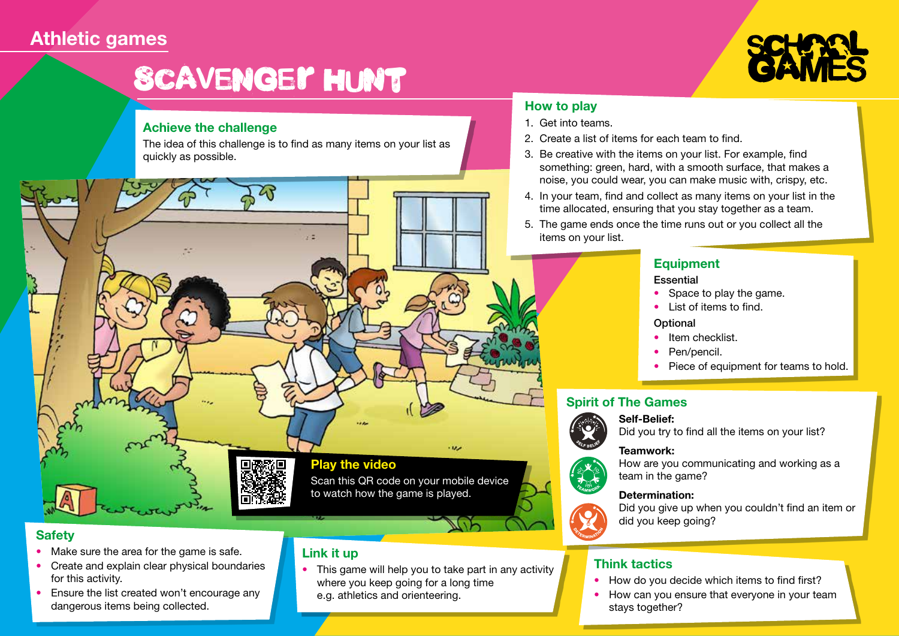Athletic games

# SCAVENGER HUNT

## Achieve the challenge

The idea of this challenge is to find as many items on your list as quickly as possible.

## How to play

1. Get into teams.
2. Create a list of items for each team to find.
3. Be creative with the items on your list. For example, find something: green, hard, with a smooth surface, that makes a noise, you could wear, you can make music with, crispy, etc.
4. In your team, find and collect as many items on your list in the time allocated, ensuring that you stay together as a team.
5. The game ends once the time runs out or you collect all the items on your list.

## Equipment

**Essential**

- Space to play the game.
- List of items to find.

**Optional**

- Item checklist.
- Pen/pencil.
- Piece of equipment for teams to hold.

## Play the video

Scan this QR code on your mobile device to watch how the game is played.

## Spirit of The Games

**Self-Belief:**
Did you try to find all the items on your list?

**Teamwork:**
How are you communicating and working as a team in the game?

**Determination:**
Did you give up when you couldn't find an item or did you keep going?

## Safety

- Make sure the area for the game is safe.
- Create and explain clear physical boundaries for this activity.
- Ensure the list created won't encourage any dangerous items being collected.

## Link it up

- This game will help you to take part in any activity where you keep going for a long time e.g. athletics and orienteering.

## Think tactics

- How do you decide which items to find first?
- How can you ensure that everyone in your team stays together?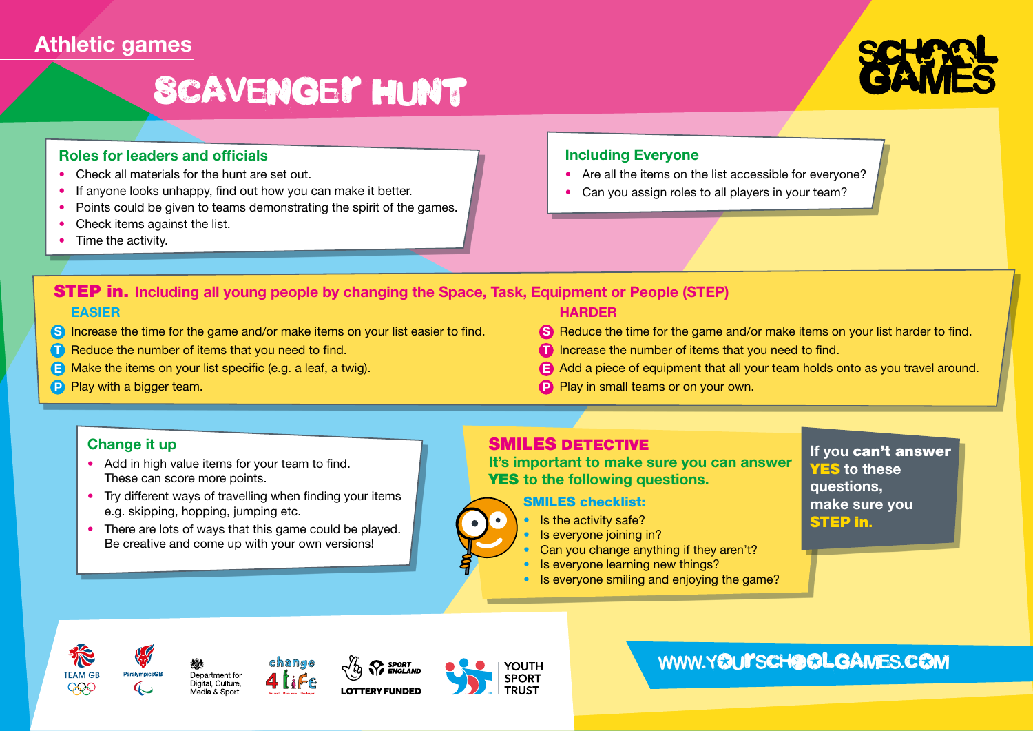Athletic games

# SCAVENGER HUNT

SCHOOL GAMES

## Roles for leaders and officials

- Check all materials for the hunt are set out.
- If anyone looks unhappy, find out how you can make it better.
- Points could be given to teams demonstrating the spirit of the games.
- Check items against the list.
- Time the activity.

## Including Everyone

- Are all the items on the list accessible for everyone?
- Can you assign roles to all players in your team?

## STEP in. Including all young people by changing the Space, Task, Equipment or People (STEP)

### EASIER

- **S** Increase the time for the game and/or make items on your list easier to find.
- **T** Reduce the number of items that you need to find.
- **E** Make the items on your list specific (e.g. a leaf, a twig).
- **P** Play with a bigger team.

### HARDER

- **S** Reduce the time for the game and/or make items on your list harder to find.
- **T** Increase the number of items that you need to find.
- **E** Add a piece of equipment that all your team holds onto as you travel around.
- **P** Play in small teams or on your own.

## Change it up

- Add in high value items for your team to find. These can score more points.
- Try different ways of travelling when finding your items e.g. skipping, hopping, jumping etc.
- There are lots of ways that this game could be played. Be creative and come up with your own versions!

## SMILES DETECTIVE

**It's important to make sure you can answer YES to the following questions.**

### SMILES checklist:

- Is the activity safe?
- Is everyone joining in?
- Can you change anything if they aren't?
- Is everyone learning new things?
- Is everyone smiling and enjoying the game?

**If you can't answer YES to these questions, make sure you STEP in.**

TEAM GB | ParalympicsGB | Department for Digital, Culture, Media & Sport | change 4 Life | Sport England LOTTERY FUNDED | YOUTH SPORT TRUST

WWW.YOURSCHOOLGAMES.COM